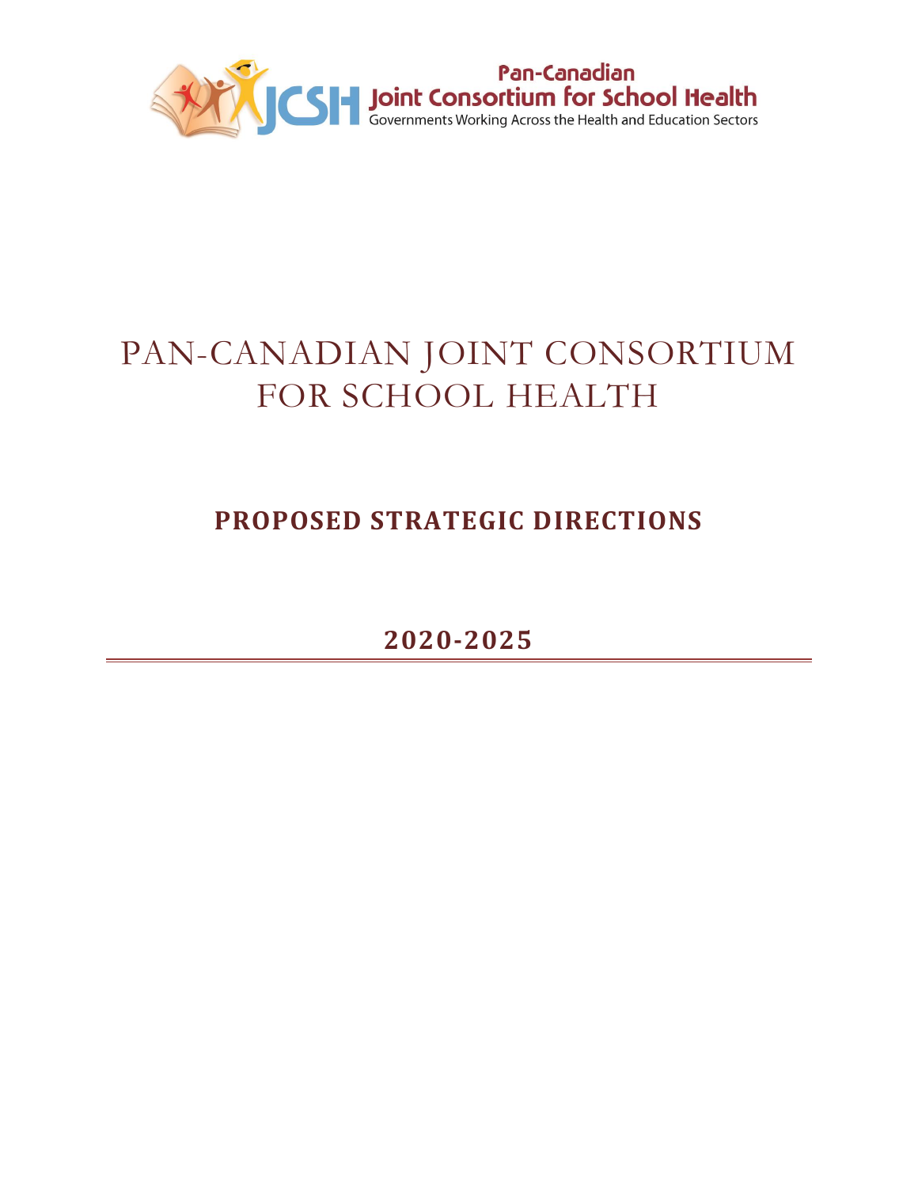Pan-Canadian
Joint Consortium for School Health
Governments Working Across the Health and Education Sectors

# PAN-CANADIAN JOINT CONSORTIUM FOR SCHOOL HEALTH

## PROPOSED STRATEGIC DIRECTIONS

## 2020-2025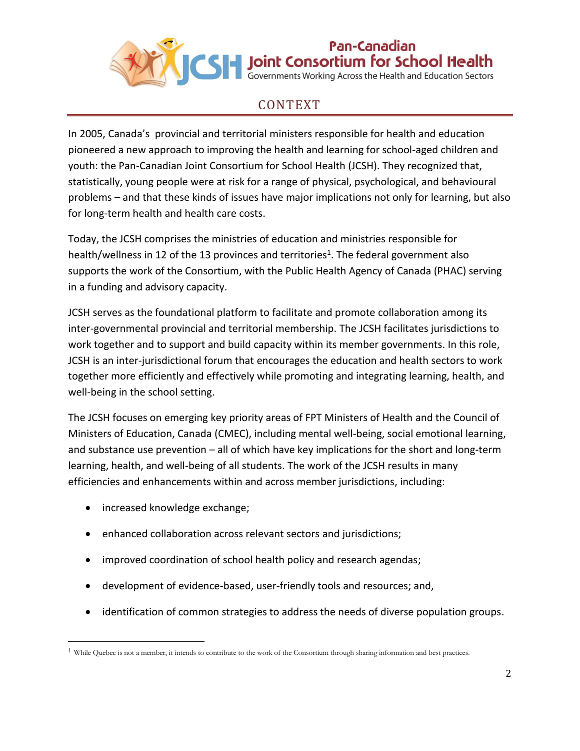## CONTEXT

In 2005, Canada's provincial and territorial ministers responsible for health and education pioneered a new approach to improving the health and learning for school-aged children and youth: the Pan-Canadian Joint Consortium for School Health (JCSH). They recognized that, statistically, young people were at risk for a range of physical, psychological, and behavioural problems – and that these kinds of issues have major implications not only for learning, but also for long-term health and health care costs.

Today, the JCSH comprises the ministries of education and ministries responsible for health/wellness in 12 of the 13 provinces and territories[1]. The federal government also supports the work of the Consortium, with the Public Health Agency of Canada (PHAC) serving in a funding and advisory capacity.

JCSH serves as the foundational platform to facilitate and promote collaboration among its inter-governmental provincial and territorial membership. The JCSH facilitates jurisdictions to work together and to support and build capacity within its member governments. In this role, JCSH is an inter-jurisdictional forum that encourages the education and health sectors to work together more efficiently and effectively while promoting and integrating learning, health, and well-being in the school setting.

The JCSH focuses on emerging key priority areas of FPT Ministers of Health and the Council of Ministers of Education, Canada (CMEC), including mental well-being, social emotional learning, and substance use prevention – all of which have key implications for the short and long-term learning, health, and well-being of all students. The work of the JCSH results in many efficiencies and enhancements within and across member jurisdictions, including:

- increased knowledge exchange;
- enhanced collaboration across relevant sectors and jurisdictions;
- improved coordination of school health policy and research agendas;
- development of evidence-based, user-friendly tools and resources; and,
- identification of common strategies to address the needs of diverse population groups.

[1] While Quebec is not a member, it intends to contribute to the work of the Consortium through sharing information and best practices.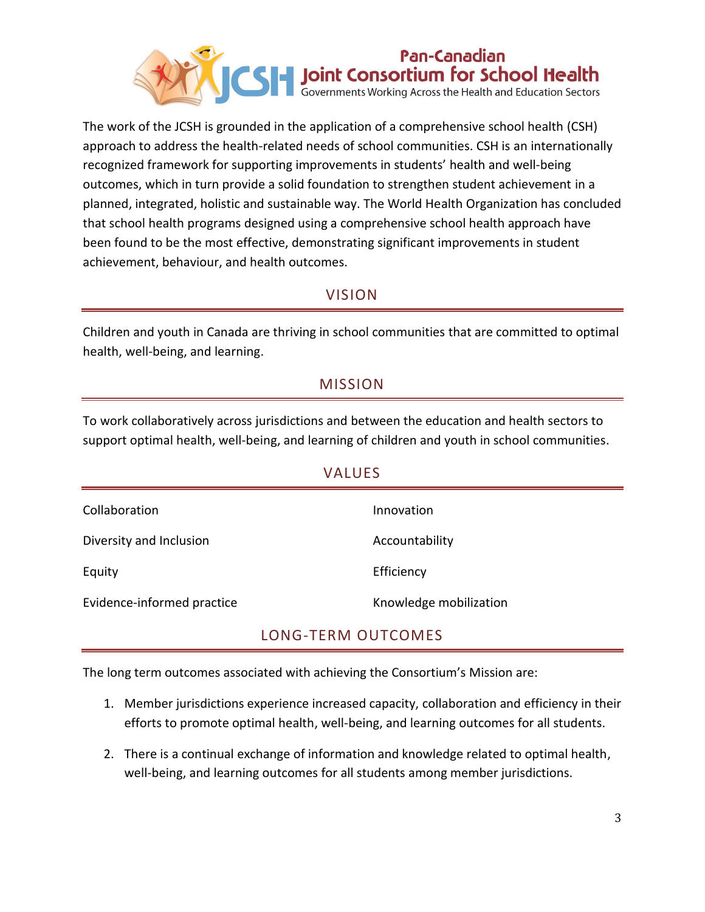The work of the JCSH is grounded in the application of a comprehensive school health (CSH) approach to address the health-related needs of school communities. CSH is an internationally recognized framework for supporting improvements in students' health and well-being outcomes, which in turn provide a solid foundation to strengthen student achievement in a planned, integrated, holistic and sustainable way. The World Health Organization has concluded that school health programs designed using a comprehensive school health approach have been found to be the most effective, demonstrating significant improvements in student achievement, behaviour, and health outcomes.

## VISION

Children and youth in Canada are thriving in school communities that are committed to optimal health, well-being, and learning.

## MISSION

To work collaboratively across jurisdictions and between the education and health sectors to support optimal health, well-being, and learning of children and youth in school communities.

## VALUES

- Collaboration
- Diversity and Inclusion
- Equity
- Evidence-informed practice
- Innovation
- Accountability
- Efficiency
- Knowledge mobilization

## LONG-TERM OUTCOMES

The long term outcomes associated with achieving the Consortium's Mission are:

1. Member jurisdictions experience increased capacity, collaboration and efficiency in their efforts to promote optimal health, well-being, and learning outcomes for all students.
2. There is a continual exchange of information and knowledge related to optimal health, well-being, and learning outcomes for all students among member jurisdictions.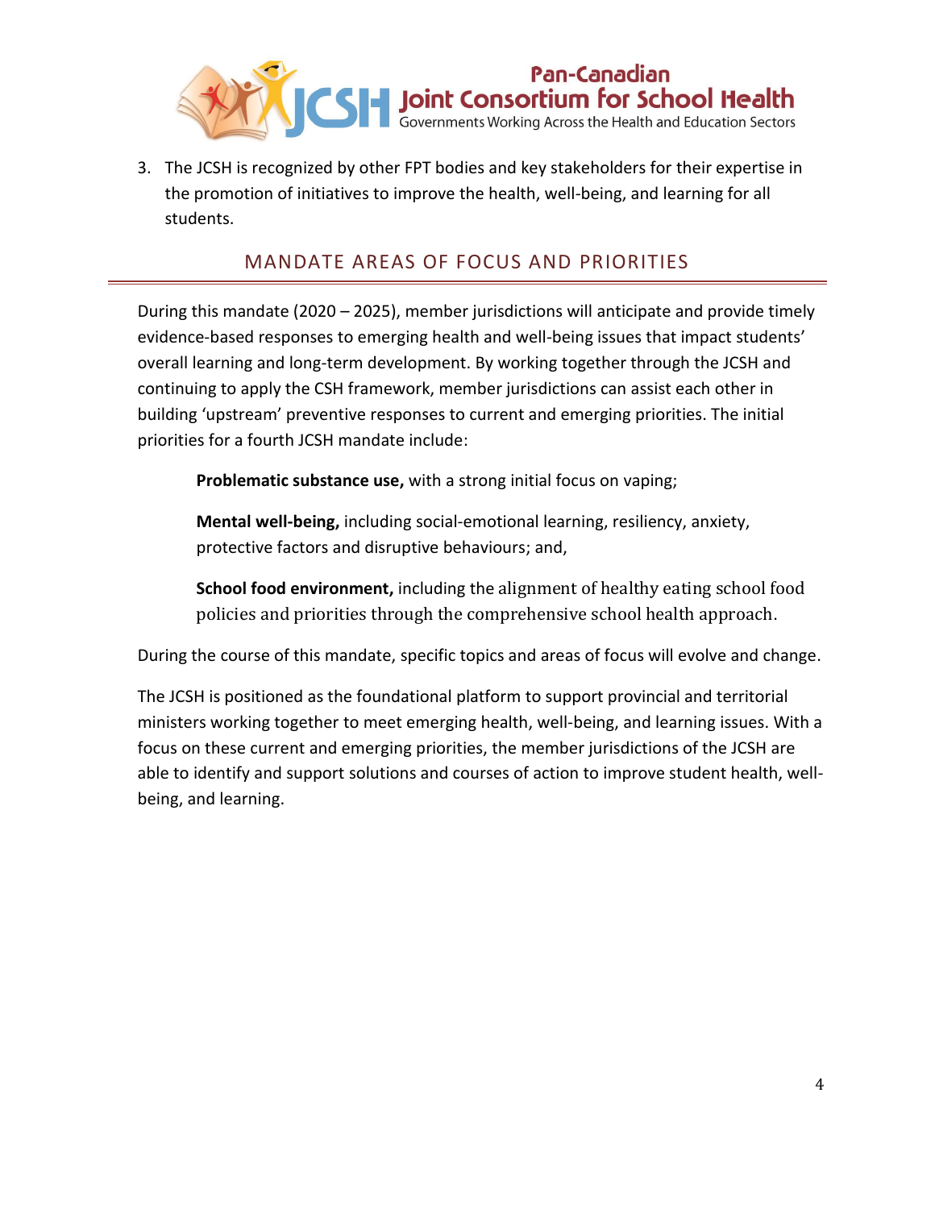3. The JCSH is recognized by other FPT bodies and key stakeholders for their expertise in the promotion of initiatives to improve the health, well-being, and learning for all students.

## MANDATE AREAS OF FOCUS AND PRIORITIES

During this mandate (2020 – 2025), member jurisdictions will anticipate and provide timely evidence-based responses to emerging health and well-being issues that impact students' overall learning and long-term development. By working together through the JCSH and continuing to apply the CSH framework, member jurisdictions can assist each other in building 'upstream' preventive responses to current and emerging priorities. The initial priorities for a fourth JCSH mandate include:

> **Problematic substance use,** with a strong initial focus on vaping;
>
> **Mental well-being,** including social-emotional learning, resiliency, anxiety, protective factors and disruptive behaviours; and,
>
> **School food environment,** including the alignment of healthy eating school food policies and priorities through the comprehensive school health approach.

During the course of this mandate, specific topics and areas of focus will evolve and change.

The JCSH is positioned as the foundational platform to support provincial and territorial ministers working together to meet emerging health, well-being, and learning issues. With a focus on these current and emerging priorities, the member jurisdictions of the JCSH are able to identify and support solutions and courses of action to improve student health, well-being, and learning.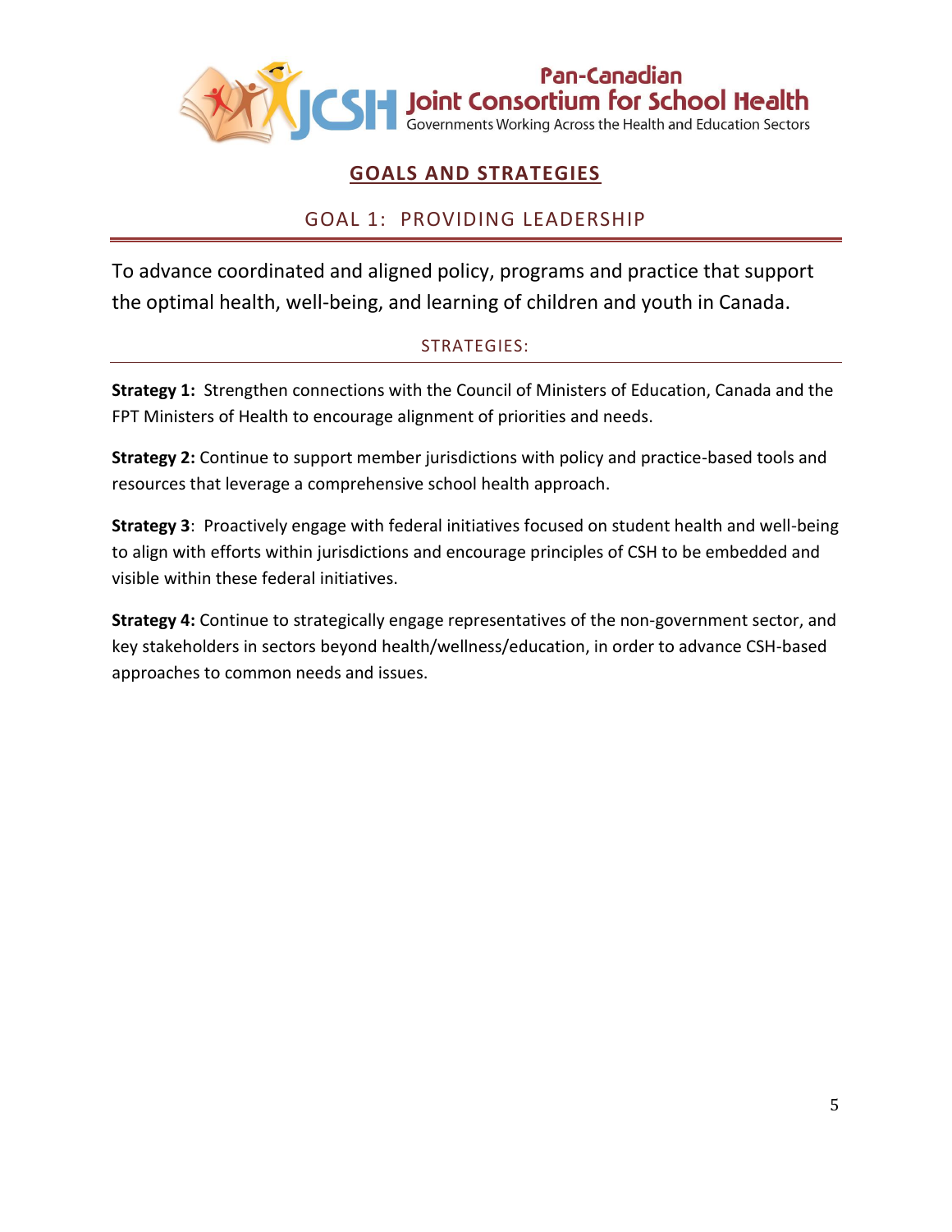# GOALS AND STRATEGIES

## GOAL 1: PROVIDING LEADERSHIP

To advance coordinated and aligned policy, programs and practice that support the optimal health, well-being, and learning of children and youth in Canada.

### STRATEGIES:

**Strategy 1:** Strengthen connections with the Council of Ministers of Education, Canada and the FPT Ministers of Health to encourage alignment of priorities and needs.

**Strategy 2:** Continue to support member jurisdictions with policy and practice-based tools and resources that leverage a comprehensive school health approach.

**Strategy 3**: Proactively engage with federal initiatives focused on student health and well-being to align with efforts within jurisdictions and encourage principles of CSH to be embedded and visible within these federal initiatives.

**Strategy 4:** Continue to strategically engage representatives of the non-government sector, and key stakeholders in sectors beyond health/wellness/education, in order to advance CSH-based approaches to common needs and issues.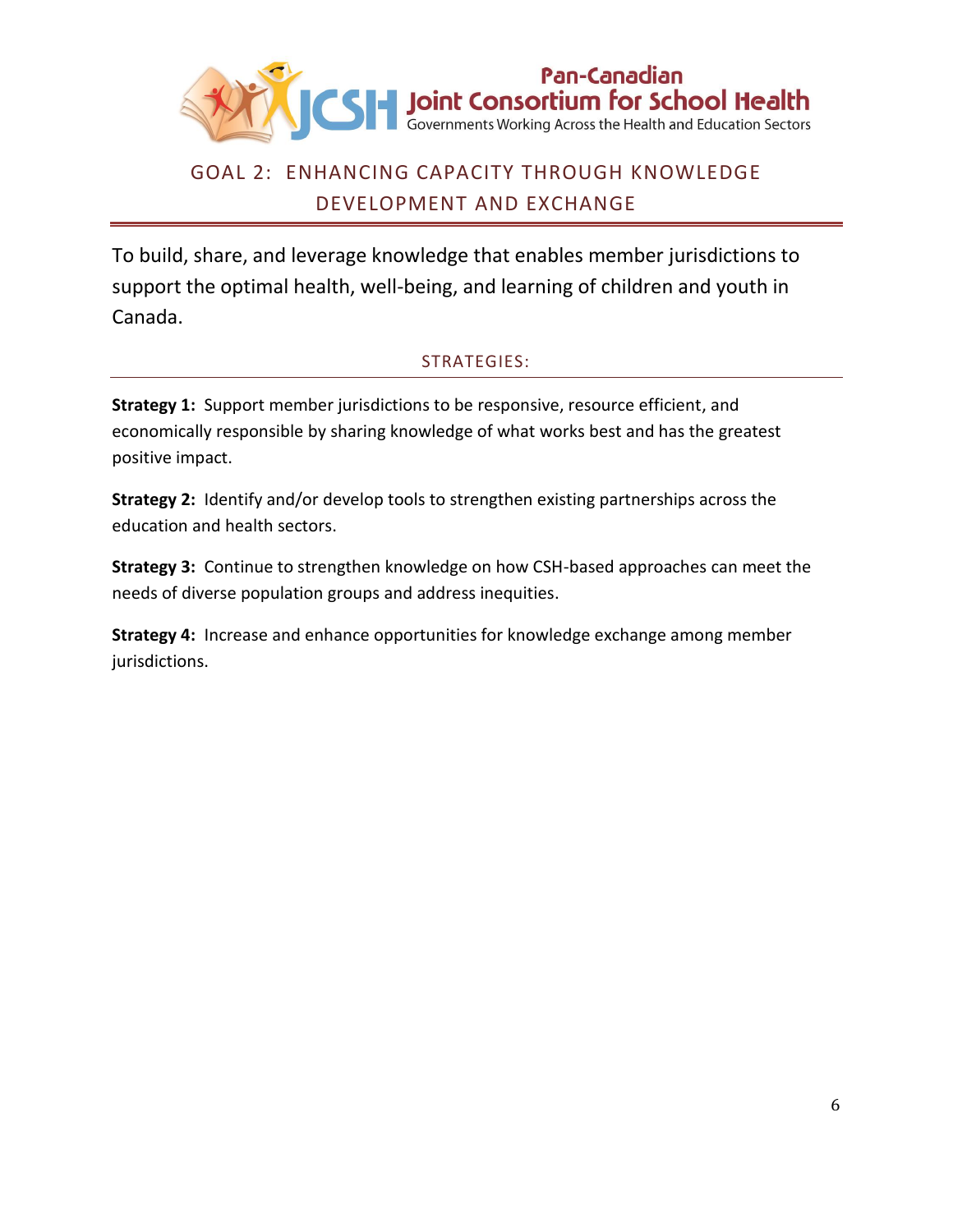## GOAL 2: ENHANCING CAPACITY THROUGH KNOWLEDGE DEVELOPMENT AND EXCHANGE

To build, share, and leverage knowledge that enables member jurisdictions to support the optimal health, well-being, and learning of children and youth in Canada.

### STRATEGIES:

**Strategy 1:** Support member jurisdictions to be responsive, resource efficient, and economically responsible by sharing knowledge of what works best and has the greatest positive impact.

**Strategy 2:** Identify and/or develop tools to strengthen existing partnerships across the education and health sectors.

**Strategy 3:** Continue to strengthen knowledge on how CSH-based approaches can meet the needs of diverse population groups and address inequities.

**Strategy 4:** Increase and enhance opportunities for knowledge exchange among member jurisdictions.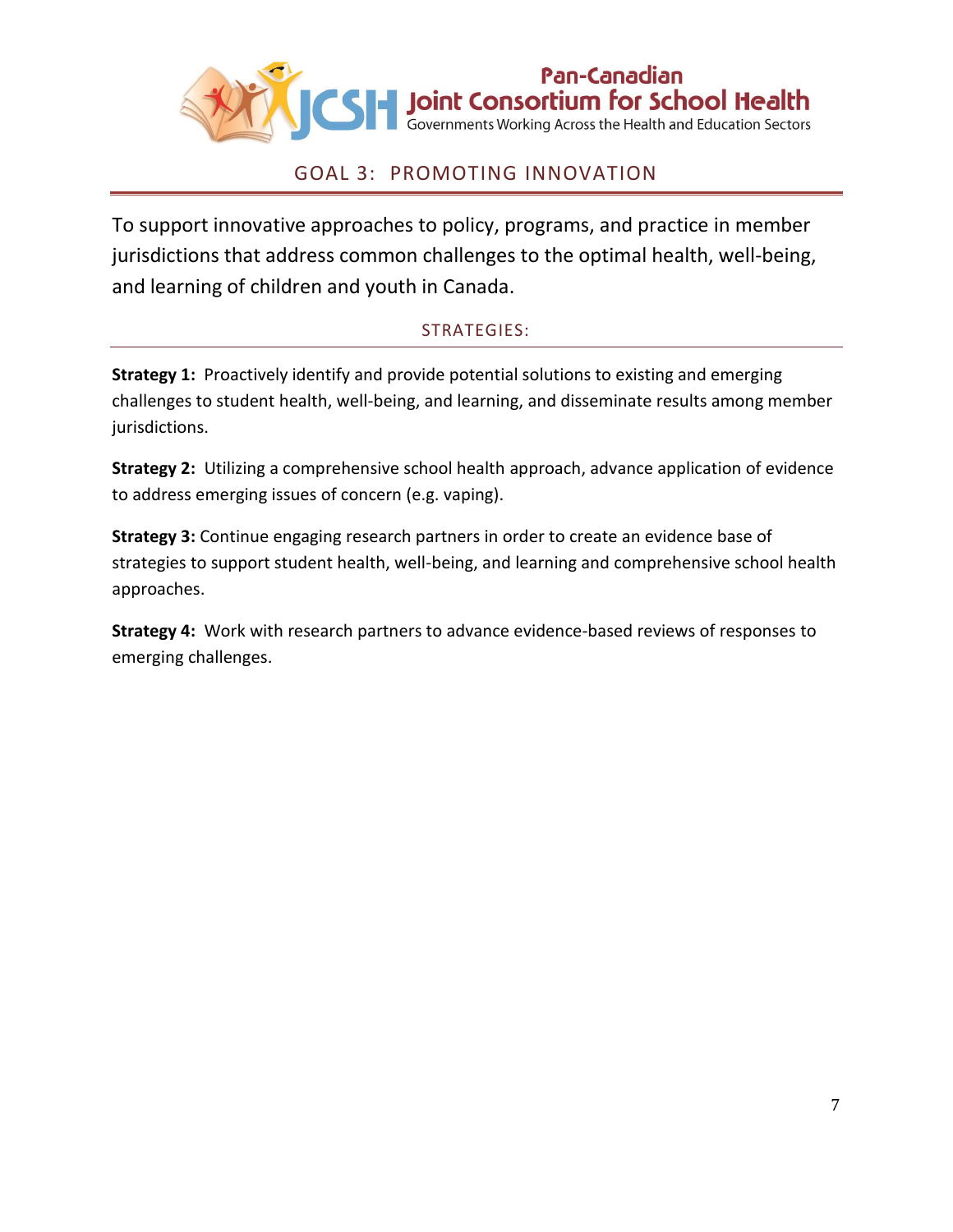## GOAL 3: PROMOTING INNOVATION

To support innovative approaches to policy, programs, and practice in member jurisdictions that address common challenges to the optimal health, well-being, and learning of children and youth in Canada.

### STRATEGIES:

**Strategy 1:** Proactively identify and provide potential solutions to existing and emerging challenges to student health, well-being, and learning, and disseminate results among member jurisdictions.

**Strategy 2:** Utilizing a comprehensive school health approach, advance application of evidence to address emerging issues of concern (e.g. vaping).

**Strategy 3:** Continue engaging research partners in order to create an evidence base of strategies to support student health, well-being, and learning and comprehensive school health approaches.

**Strategy 4:** Work with research partners to advance evidence-based reviews of responses to emerging challenges.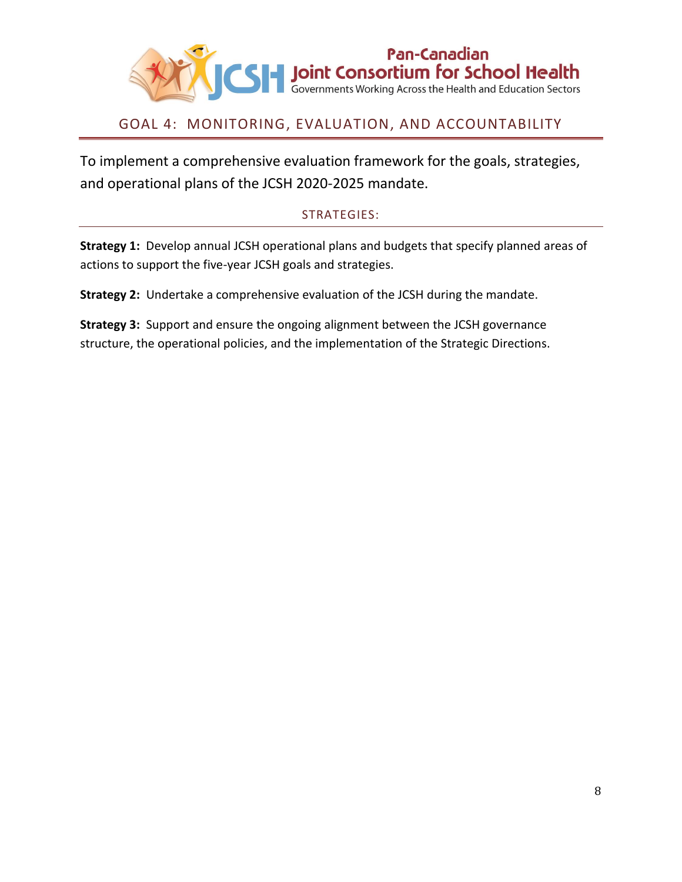## GOAL 4: MONITORING, EVALUATION, AND ACCOUNTABILITY

To implement a comprehensive evaluation framework for the goals, strategies, and operational plans of the JCSH 2020-2025 mandate.

### STRATEGIES:

**Strategy 1:** Develop annual JCSH operational plans and budgets that specify planned areas of actions to support the five-year JCSH goals and strategies.

**Strategy 2:** Undertake a comprehensive evaluation of the JCSH during the mandate.

**Strategy 3:** Support and ensure the ongoing alignment between the JCSH governance structure, the operational policies, and the implementation of the Strategic Directions.